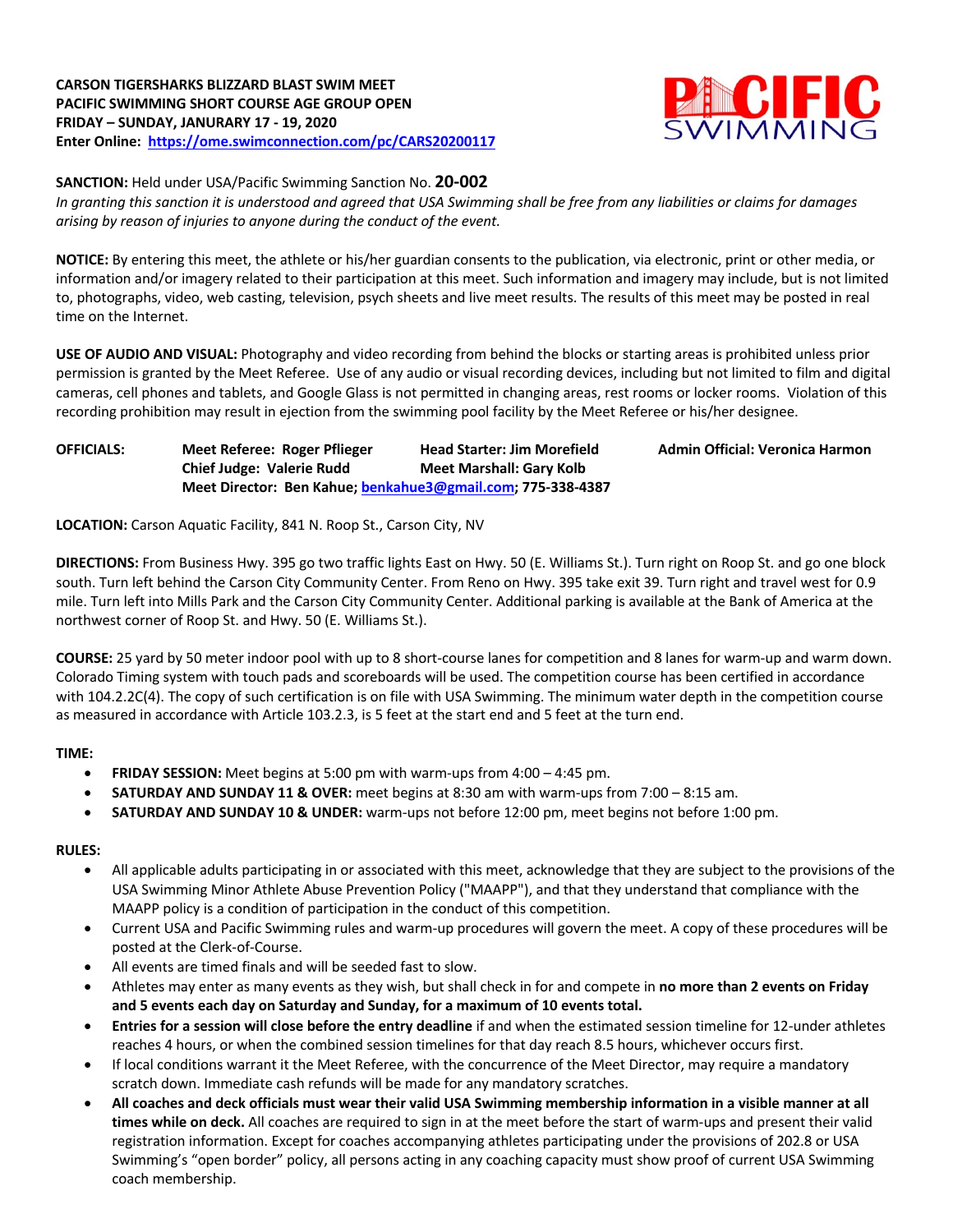**CARSON TIGERSHARKS BLIZZARD BLAST SWIM MEET**
**PACIFIC SWIMMING SHORT COURSE AGE GROUP OPEN**
**FRIDAY – SUNDAY, JANURARY 17 - 19, 2020**
**Enter Online: https://ome.swimconnection.com/pc/CARS20200117**

**SANCTION:** Held under USA/Pacific Swimming Sanction No. **20-002**
*In granting this sanction it is understood and agreed that USA Swimming shall be free from any liabilities or claims for damages arising by reason of injuries to anyone during the conduct of the event.*

**NOTICE:** By entering this meet, the athlete or his/her guardian consents to the publication, via electronic, print or other media, or information and/or imagery related to their participation at this meet. Such information and imagery may include, but is not limited to, photographs, video, web casting, television, psych sheets and live meet results. The results of this meet may be posted in real time on the Internet.

**USE OF AUDIO AND VISUAL:** Photography and video recording from behind the blocks or starting areas is prohibited unless prior permission is granted by the Meet Referee. Use of any audio or visual recording devices, including but not limited to film and digital cameras, cell phones and tablets, and Google Glass is not permitted in changing areas, rest rooms or locker rooms. Violation of this recording prohibition may result in ejection from the swimming pool facility by the Meet Referee or his/her designee.

**OFFICIALS:**
**Meet Referee: Roger Pflieger** | **Head Starter: Jim Morefield** | **Admin Official: Veronica Harmon**
**Chief Judge: Valerie Rudd** | **Meet Marshall: Gary Kolb**
**Meet Director: Ben Kahue; benkahue3@gmail.com; 775-338-4387**

**LOCATION:** Carson Aquatic Facility, 841 N. Roop St., Carson City, NV

**DIRECTIONS:** From Business Hwy. 395 go two traffic lights East on Hwy. 50 (E. Williams St.). Turn right on Roop St. and go one block south. Turn left behind the Carson City Community Center. From Reno on Hwy. 395 take exit 39. Turn right and travel west for 0.9 mile. Turn left into Mills Park and the Carson City Community Center. Additional parking is available at the Bank of America at the northwest corner of Roop St. and Hwy. 50 (E. Williams St.).

**COURSE:** 25 yard by 50 meter indoor pool with up to 8 short-course lanes for competition and 8 lanes for warm-up and warm down. Colorado Timing system with touch pads and scoreboards will be used. The competition course has been certified in accordance with 104.2.2C(4). The copy of such certification is on file with USA Swimming. The minimum water depth in the competition course as measured in accordance with Article 103.2.3, is 5 feet at the start end and 5 feet at the turn end.

**TIME:**

- **FRIDAY SESSION:** Meet begins at 5:00 pm with warm-ups from 4:00 – 4:45 pm.
- **SATURDAY AND SUNDAY 11 & OVER:** meet begins at 8:30 am with warm-ups from 7:00 – 8:15 am.
- **SATURDAY AND SUNDAY 10 & UNDER:** warm-ups not before 12:00 pm, meet begins not before 1:00 pm.

**RULES:**

- All applicable adults participating in or associated with this meet, acknowledge that they are subject to the provisions of the USA Swimming Minor Athlete Abuse Prevention Policy ("MAAPP"), and that they understand that compliance with the MAAPP policy is a condition of participation in the conduct of this competition.
- Current USA and Pacific Swimming rules and warm-up procedures will govern the meet. A copy of these procedures will be posted at the Clerk-of-Course.
- All events are timed finals and will be seeded fast to slow.
- Athletes may enter as many events as they wish, but shall check in for and compete in **no more than 2 events on Friday and 5 events each day on Saturday and Sunday, for a maximum of 10 events total.**
- **Entries for a session will close before the entry deadline** if and when the estimated session timeline for 12-under athletes reaches 4 hours, or when the combined session timelines for that day reach 8.5 hours, whichever occurs first.
- If local conditions warrant it the Meet Referee, with the concurrence of the Meet Director, may require a mandatory scratch down. Immediate cash refunds will be made for any mandatory scratches.
- **All coaches and deck officials must wear their valid USA Swimming membership information in a visible manner at all times while on deck.** All coaches are required to sign in at the meet before the start of warm-ups and present their valid registration information. Except for coaches accompanying athletes participating under the provisions of 202.8 or USA Swimming's "open border" policy, all persons acting in any coaching capacity must show proof of current USA Swimming coach membership.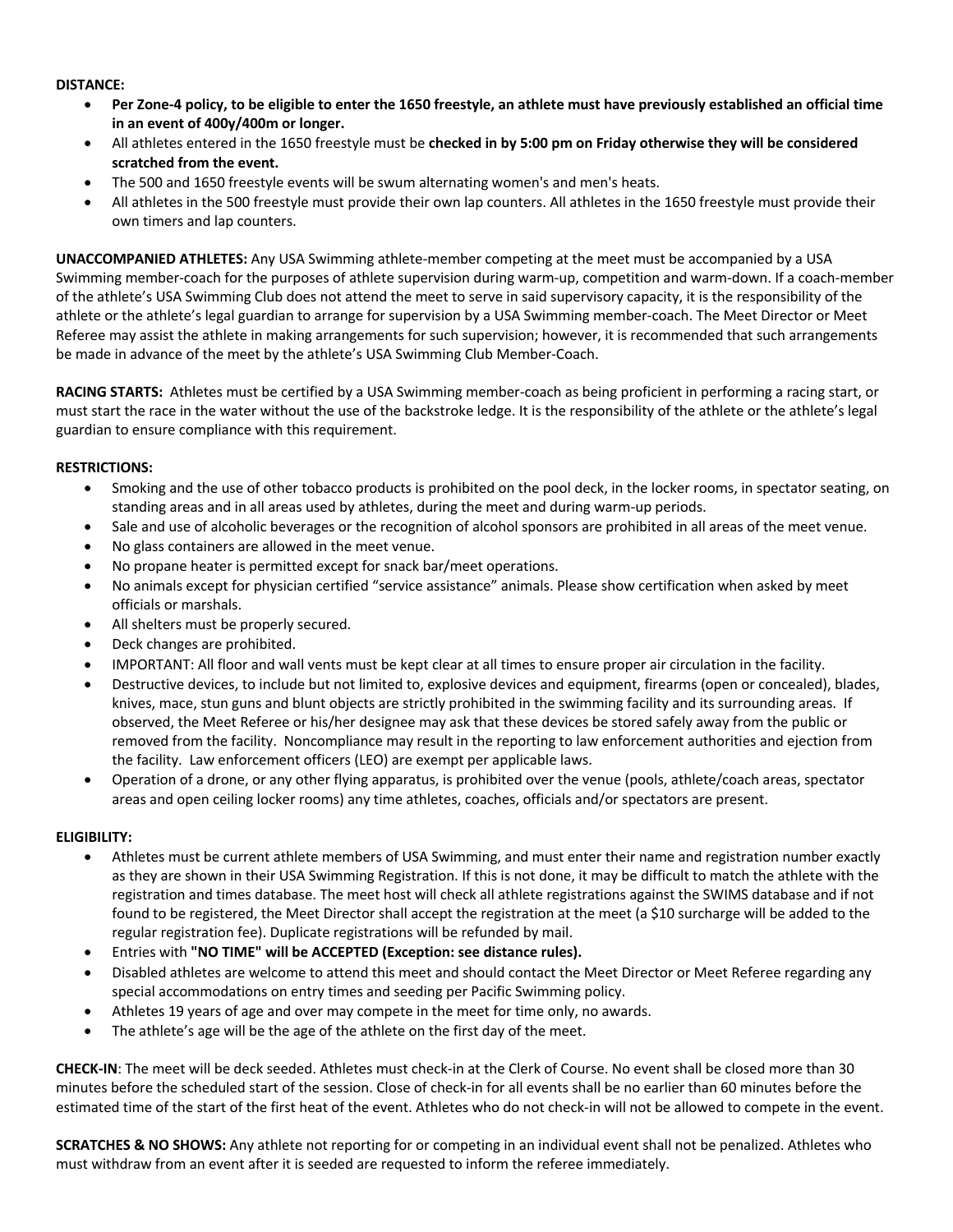**DISTANCE:**

- **Per Zone-4 policy, to be eligible to enter the 1650 freestyle, an athlete must have previously established an official time in an event of 400y/400m or longer.**
- All athletes entered in the 1650 freestyle must be **checked in by 5:00 pm on Friday otherwise they will be considered scratched from the event.**
- The 500 and 1650 freestyle events will be swum alternating women's and men's heats.
- All athletes in the 500 freestyle must provide their own lap counters. All athletes in the 1650 freestyle must provide their own timers and lap counters.

**UNACCOMPANIED ATHLETES:** Any USA Swimming athlete-member competing at the meet must be accompanied by a USA Swimming member-coach for the purposes of athlete supervision during warm-up, competition and warm-down. If a coach-member of the athlete's USA Swimming Club does not attend the meet to serve in said supervisory capacity, it is the responsibility of the athlete or the athlete's legal guardian to arrange for supervision by a USA Swimming member-coach. The Meet Director or Meet Referee may assist the athlete in making arrangements for such supervision; however, it is recommended that such arrangements be made in advance of the meet by the athlete's USA Swimming Club Member-Coach.

**RACING STARTS:** Athletes must be certified by a USA Swimming member-coach as being proficient in performing a racing start, or must start the race in the water without the use of the backstroke ledge. It is the responsibility of the athlete or the athlete's legal guardian to ensure compliance with this requirement.

**RESTRICTIONS:**

- Smoking and the use of other tobacco products is prohibited on the pool deck, in the locker rooms, in spectator seating, on standing areas and in all areas used by athletes, during the meet and during warm-up periods.
- Sale and use of alcoholic beverages or the recognition of alcohol sponsors are prohibited in all areas of the meet venue.
- No glass containers are allowed in the meet venue.
- No propane heater is permitted except for snack bar/meet operations.
- No animals except for physician certified "service assistance" animals. Please show certification when asked by meet officials or marshals.
- All shelters must be properly secured.
- Deck changes are prohibited.
- IMPORTANT: All floor and wall vents must be kept clear at all times to ensure proper air circulation in the facility.
- Destructive devices, to include but not limited to, explosive devices and equipment, firearms (open or concealed), blades, knives, mace, stun guns and blunt objects are strictly prohibited in the swimming facility and its surrounding areas. If observed, the Meet Referee or his/her designee may ask that these devices be stored safely away from the public or removed from the facility. Noncompliance may result in the reporting to law enforcement authorities and ejection from the facility. Law enforcement officers (LEO) are exempt per applicable laws.
- Operation of a drone, or any other flying apparatus, is prohibited over the venue (pools, athlete/coach areas, spectator areas and open ceiling locker rooms) any time athletes, coaches, officials and/or spectators are present.

**ELIGIBILITY:**

- Athletes must be current athlete members of USA Swimming, and must enter their name and registration number exactly as they are shown in their USA Swimming Registration. If this is not done, it may be difficult to match the athlete with the registration and times database. The meet host will check all athlete registrations against the SWIMS database and if not found to be registered, the Meet Director shall accept the registration at the meet (a $10 surcharge will be added to the regular registration fee). Duplicate registrations will be refunded by mail.
- Entries with **"NO TIME" will be ACCEPTED (Exception: see distance rules).**
- Disabled athletes are welcome to attend this meet and should contact the Meet Director or Meet Referee regarding any special accommodations on entry times and seeding per Pacific Swimming policy.
- Athletes 19 years of age and over may compete in the meet for time only, no awards.
- The athlete's age will be the age of the athlete on the first day of the meet.

**CHECK-IN**: The meet will be deck seeded. Athletes must check-in at the Clerk of Course. No event shall be closed more than 30 minutes before the scheduled start of the session. Close of check-in for all events shall be no earlier than 60 minutes before the estimated time of the start of the first heat of the event. Athletes who do not check-in will not be allowed to compete in the event.

**SCRATCHES & NO SHOWS:** Any athlete not reporting for or competing in an individual event shall not be penalized. Athletes who must withdraw from an event after it is seeded are requested to inform the referee immediately.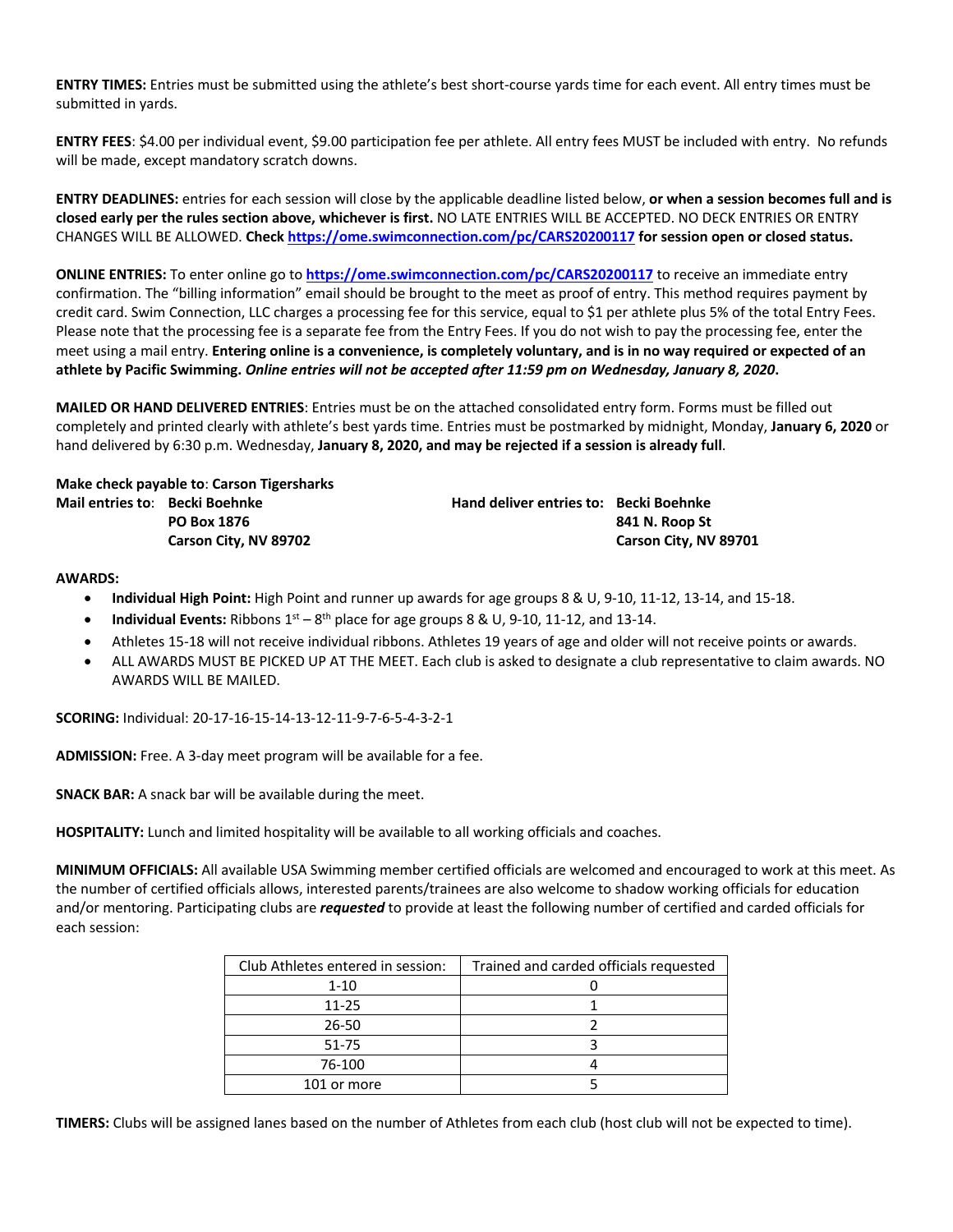**ENTRY TIMES:** Entries must be submitted using the athlete's best short-course yards time for each event. All entry times must be submitted in yards.

**ENTRY FEES**: $4.00 per individual event, $9.00 participation fee per athlete. All entry fees MUST be included with entry. No refunds will be made, except mandatory scratch downs.

**ENTRY DEADLINES:** entries for each session will close by the applicable deadline listed below, **or when a session becomes full and is closed early per the rules section above, whichever is first.** NO LATE ENTRIES WILL BE ACCEPTED. NO DECK ENTRIES OR ENTRY CHANGES WILL BE ALLOWED. **Check https://ome.swimconnection.com/pc/CARS20200117 for session open or closed status.**

**ONLINE ENTRIES:** To enter online go to **https://ome.swimconnection.com/pc/CARS20200117** to receive an immediate entry confirmation. The "billing information" email should be brought to the meet as proof of entry. This method requires payment by credit card. Swim Connection, LLC charges a processing fee for this service, equal to $1 per athlete plus 5% of the total Entry Fees. Please note that the processing fee is a separate fee from the Entry Fees. If you do not wish to pay the processing fee, enter the meet using a mail entry. **Entering online is a convenience, is completely voluntary, and is in no way required or expected of an athlete by Pacific Swimming. *Online entries will not be accepted after 11:59 pm on Wednesday, January 8, 2020*.**

**MAILED OR HAND DELIVERED ENTRIES**: Entries must be on the attached consolidated entry form. Forms must be filled out completely and printed clearly with athlete's best yards time. Entries must be postmarked by midnight, Monday, **January 6, 2020** or hand delivered by 6:30 p.m. Wednesday, **January 8, 2020, and may be rejected if a session is already full**.

**Make check payable to**: **Carson Tigersharks**

**Mail entries to**: **Becki Boehnke**
**PO Box 1876**
**Carson City, NV 89702**

**Hand deliver entries to: Becki Boehnke**
**841 N. Roop St**
**Carson City, NV 89701**

**AWARDS:**

- **Individual High Point:** High Point and runner up awards for age groups 8 & U, 9-10, 11-12, 13-14, and 15-18.
- **Individual Events:** Ribbons 1st – 8th place for age groups 8 & U, 9-10, 11-12, and 13-14.
- Athletes 15-18 will not receive individual ribbons. Athletes 19 years of age and older will not receive points or awards.
- ALL AWARDS MUST BE PICKED UP AT THE MEET. Each club is asked to designate a club representative to claim awards. NO AWARDS WILL BE MAILED.

**SCORING:** Individual: 20-17-16-15-14-13-12-11-9-7-6-5-4-3-2-1

**ADMISSION:** Free. A 3-day meet program will be available for a fee.

**SNACK BAR:** A snack bar will be available during the meet.

**HOSPITALITY:** Lunch and limited hospitality will be available to all working officials and coaches.

**MINIMUM OFFICIALS:** All available USA Swimming member certified officials are welcomed and encouraged to work at this meet. As the number of certified officials allows, interested parents/trainees are also welcome to shadow working officials for education and/or mentoring. Participating clubs are ***requested*** to provide at least the following number of certified and carded officials for each session:

| Club Athletes entered in session: | Trained and carded officials requested |
|---|---|
| 1-10 | 0 |
| 11-25 | 1 |
| 26-50 | 2 |
| 51-75 | 3 |
| 76-100 | 4 |
| 101 or more | 5 |

**TIMERS:** Clubs will be assigned lanes based on the number of Athletes from each club (host club will not be expected to time).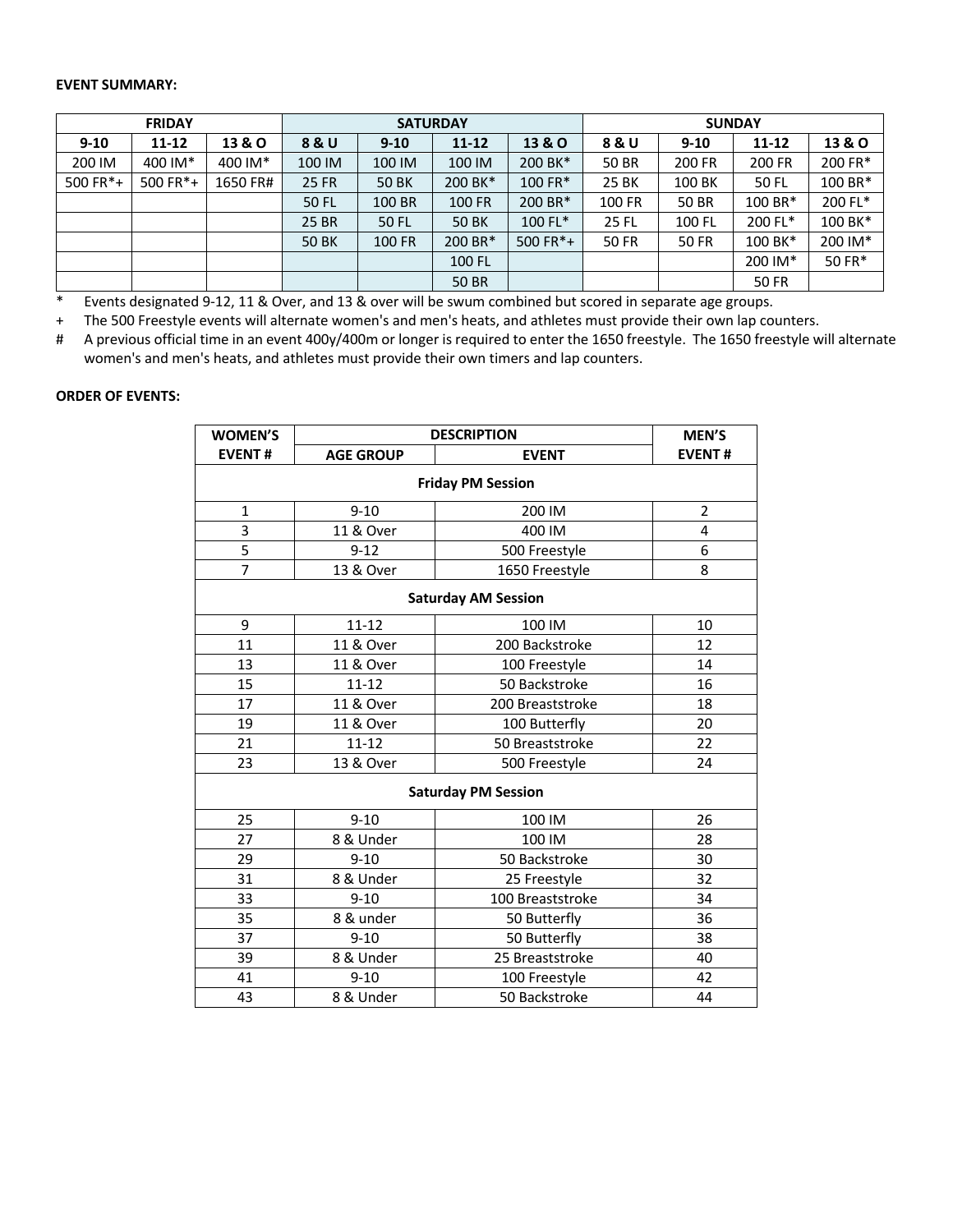**EVENT SUMMARY:**

| FRIDAY | | | SATURDAY | | | | SUNDAY | | | |
|---|---|---|---|---|---|---|---|---|---|---|
| 9-10 | 11-12 | 13 & O | 8 & U | 9-10 | 11-12 | 13 & O | 8 & U | 9-10 | 11-12 | 13 & O |
| 200 IM | 400 IM* | 400 IM* | 100 IM | 100 IM | 100 IM | 200 BK* | 50 BR | 200 FR | 200 FR | 200 FR* |
| 500 FR*+ | 500 FR*+ | 1650 FR# | 25 FR | 50 BK | 200 BK* | 100 FR* | 25 BK | 100 BK | 50 FL | 100 BR* |
| | | | 50 FL | 100 BR | 100 FR | 200 BR* | 100 FR | 50 BR | 100 BR* | 200 FL* |
| | | | 25 BR | 50 FL | 50 BK | 100 FL* | 25 FL | 100 FL | 200 FL* | 100 BK* |
| | | | 50 BK | 100 FR | 200 BR* | 500 FR*+ | 50 FR | 50 FR | 100 BK* | 200 IM* |
| | | | | | 100 FL | | | | 200 IM* | 50 FR* |
| | | | | | 50 BR | | | | 50 FR | |

\* Events designated 9-12, 11 & Over, and 13 & over will be swum combined but scored in separate age groups.

\+ The 500 Freestyle events will alternate women's and men's heats, and athletes must provide their own lap counters.

\# A previous official time in an event 400y/400m or longer is required to enter the 1650 freestyle. The 1650 freestyle will alternate women's and men's heats, and athletes must provide their own timers and lap counters.

**ORDER OF EVENTS:**

| WOMEN'S EVENT # | DESCRIPTION | | MEN'S EVENT # |
|---|---|---|---|
| | AGE GROUP | EVENT | |
| **Friday PM Session** | | | |
| 1 | 9-10 | 200 IM | 2 |
| 3 | 11 & Over | 400 IM | 4 |
| 5 | 9-12 | 500 Freestyle | 6 |
| 7 | 13 & Over | 1650 Freestyle | 8 |
| **Saturday AM Session** | | | |
| 9 | 11-12 | 100 IM | 10 |
| 11 | 11 & Over | 200 Backstroke | 12 |
| 13 | 11 & Over | 100 Freestyle | 14 |
| 15 | 11-12 | 50 Backstroke | 16 |
| 17 | 11 & Over | 200 Breaststroke | 18 |
| 19 | 11 & Over | 100 Butterfly | 20 |
| 21 | 11-12 | 50 Breaststroke | 22 |
| 23 | 13 & Over | 500 Freestyle | 24 |
| **Saturday PM Session** | | | |
| 25 | 9-10 | 100 IM | 26 |
| 27 | 8 & Under | 100 IM | 28 |
| 29 | 9-10 | 50 Backstroke | 30 |
| 31 | 8 & Under | 25 Freestyle | 32 |
| 33 | 9-10 | 100 Breaststroke | 34 |
| 35 | 8 & under | 50 Butterfly | 36 |
| 37 | 9-10 | 50 Butterfly | 38 |
| 39 | 8 & Under | 25 Breaststroke | 40 |
| 41 | 9-10 | 100 Freestyle | 42 |
| 43 | 8 & Under | 50 Backstroke | 44 |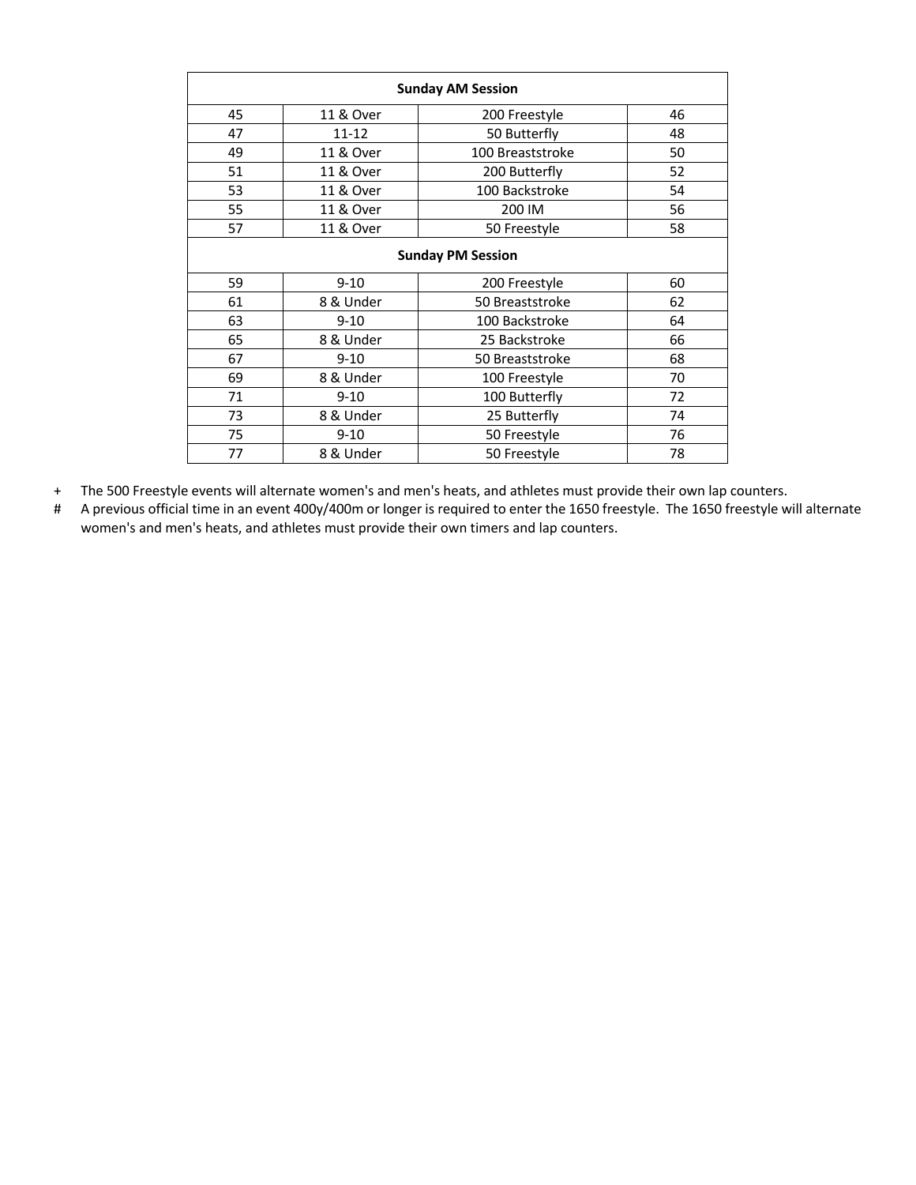| Sunday AM Session | | | |
|---|---|---|---|
| 45 | 11 & Over | 200 Freestyle | 46 |
| 47 | 11-12 | 50 Butterfly | 48 |
| 49 | 11 & Over | 100 Breaststroke | 50 |
| 51 | 11 & Over | 200 Butterfly | 52 |
| 53 | 11 & Over | 100 Backstroke | 54 |
| 55 | 11 & Over | 200 IM | 56 |
| 57 | 11 & Over | 50 Freestyle | 58 |
| **Sunday PM Session** | | | |
| 59 | 9-10 | 200 Freestyle | 60 |
| 61 | 8 & Under | 50 Breaststroke | 62 |
| 63 | 9-10 | 100 Backstroke | 64 |
| 65 | 8 & Under | 25 Backstroke | 66 |
| 67 | 9-10 | 50 Breaststroke | 68 |
| 69 | 8 & Under | 100 Freestyle | 70 |
| 71 | 9-10 | 100 Butterfly | 72 |
| 73 | 8 & Under | 25 Butterfly | 74 |
| 75 | 9-10 | 50 Freestyle | 76 |
| 77 | 8 & Under | 50 Freestyle | 78 |

+ The 500 Freestyle events will alternate women's and men's heats, and athletes must provide their own lap counters.

# A previous official time in an event 400y/400m or longer is required to enter the 1650 freestyle. The 1650 freestyle will alternate women's and men's heats, and athletes must provide their own timers and lap counters.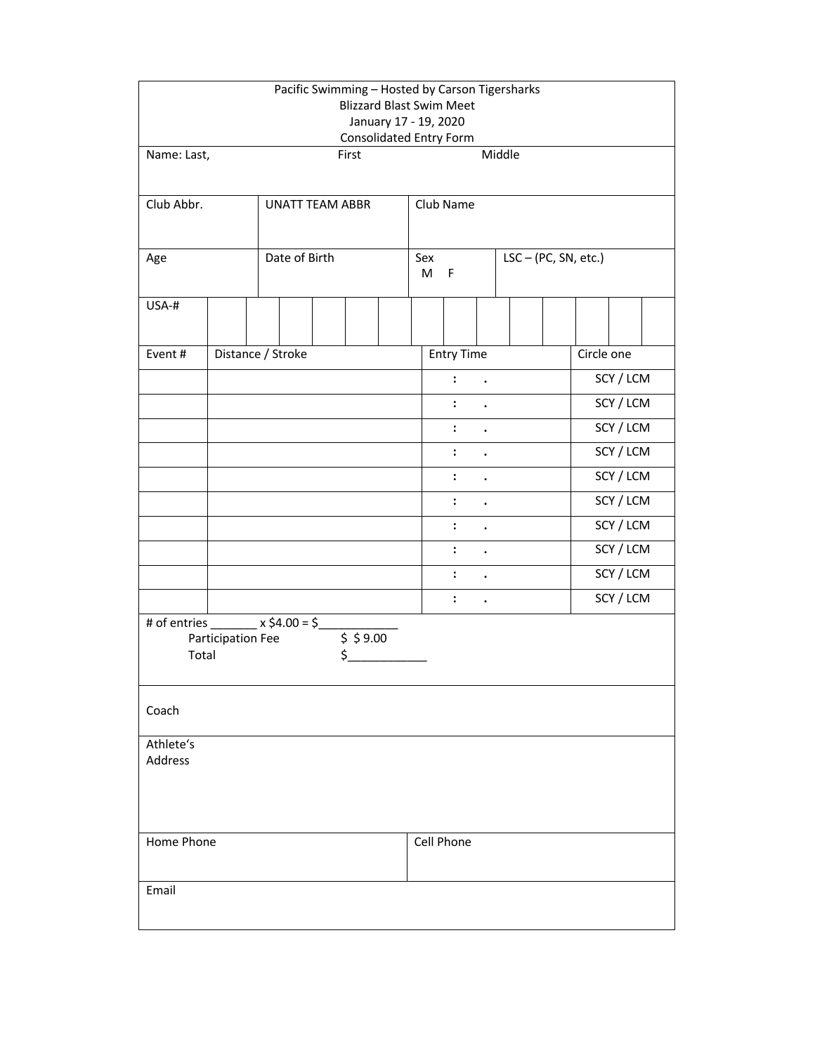Pacific Swimming – Hosted by Carson Tigersharks
Blizzard Blast Swim Meet
January 17 - 19, 2020
Consolidated Entry Form

| Name: Last, | First | Middle |
|---|---|---|
| | | |

| Club Abbr. | UNATT TEAM ABBR | Club Name |
|---|---|---|
| | | |

| Age | Date of Birth | Sex M F | LSC – (PC, SN, etc.) |
|---|---|---|---|
| | | | |

| USA-# | | | | | | | | | | | | | | |
|---|---|---|---|---|---|---|---|---|---|---|---|---|---|---|
| | | | | | | | | | | | | | | |

| Event # | Distance / Stroke | Entry Time | Circle one |
|---|---|---|---|
| | | : . | SCY / LCM |
| | | : . | SCY / LCM |
| | | : . | SCY / LCM |
| | | : . | SCY / LCM |
| | | : . | SCY / LCM |
| | | : . | SCY / LCM |
| | | : . | SCY / LCM |
| | | : . | SCY / LCM |
| | | : . | SCY / LCM |
| | | : . | SCY / LCM |

# of entries _______ x $4.00 = $____________

Participation Fee $ $ 9.00

Total $____________

Coach

Athlete's Address

| Home Phone | Cell Phone |
|---|---|
| | |

Email